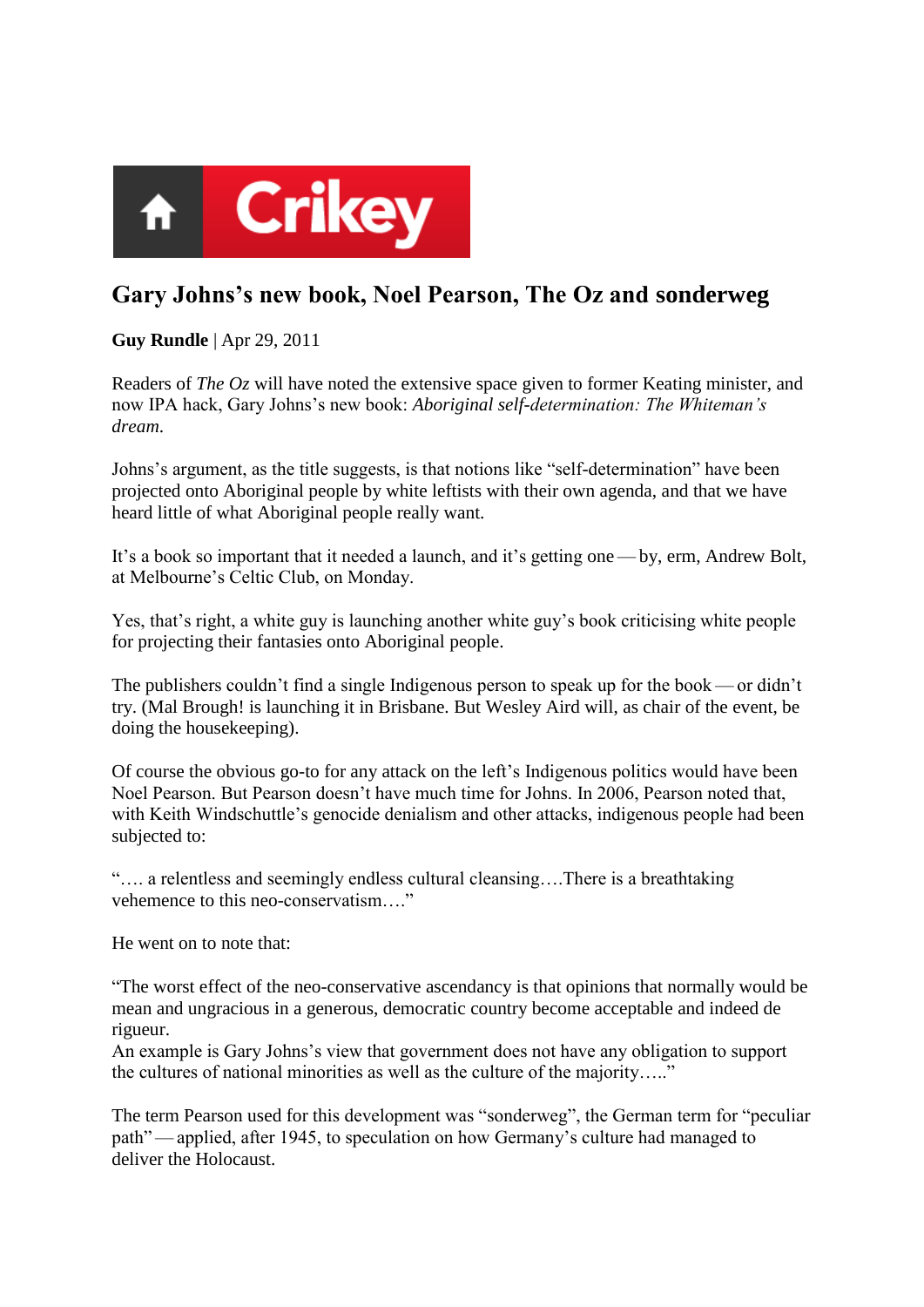Crikey

# Gary Johns's new book, Noel Pearson, The Oz and sonderweg

**Guy Rundle** | Apr 29, 2011

Readers of *The Oz* will have noted the extensive space given to former Keating minister, and now IPA hack, Gary Johns's new book: *Aboriginal self-determination: The Whiteman's dream*.

Johns's argument, as the title suggests, is that notions like "self-determination" have been projected onto Aboriginal people by white leftists with their own agenda, and that we have heard little of what Aboriginal people really want.

It's a book so important that it needed a launch, and it's getting one — by, erm, Andrew Bolt, at Melbourne's Celtic Club, on Monday.

Yes, that's right, a white guy is launching another white guy's book criticising white people for projecting their fantasies onto Aboriginal people.

The publishers couldn't find a single Indigenous person to speak up for the book — or didn't try. (Mal Brough! is launching it in Brisbane. But Wesley Aird will, as chair of the event, be doing the housekeeping).

Of course the obvious go-to for any attack on the left's Indigenous politics would have been Noel Pearson. But Pearson doesn't have much time for Johns. In 2006, Pearson noted that, with Keith Windschuttle's genocide denialism and other attacks, indigenous people had been subjected to:

"…. a relentless and seemingly endless cultural cleansing….There is a breathtaking vehemence to this neo-conservatism…."

He went on to note that:

"The worst effect of the neo-conservative ascendancy is that opinions that normally would be mean and ungracious in a generous, democratic country become acceptable and indeed de rigueur.
An example is Gary Johns's view that government does not have any obligation to support the cultures of national minorities as well as the culture of the majority….."

The term Pearson used for this development was "sonderweg", the German term for "peculiar path" — applied, after 1945, to speculation on how Germany's culture had managed to deliver the Holocaust.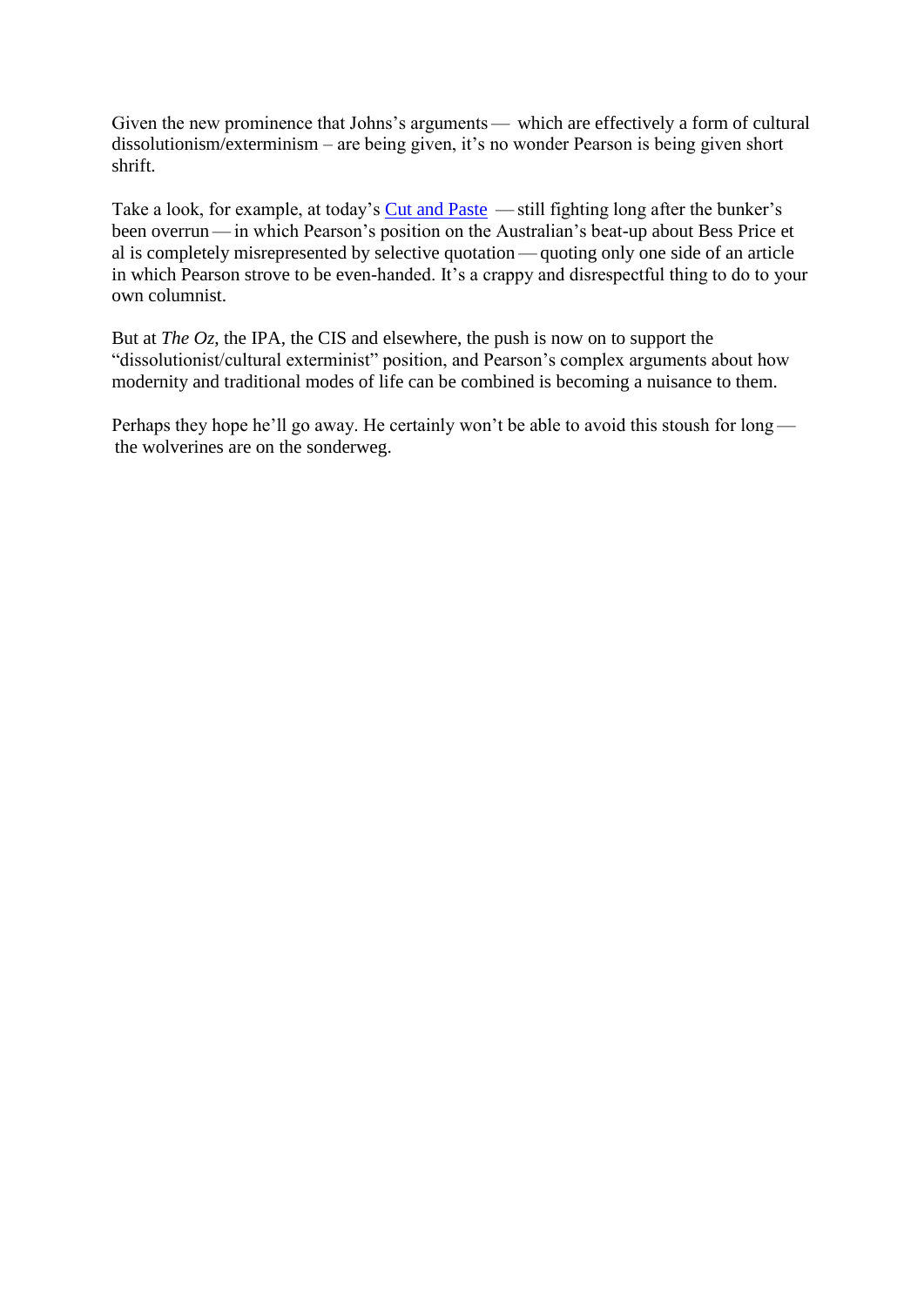Given the new prominence that Johns's arguments — which are effectively a form of cultural dissolutionism/exterminism – are being given, it's no wonder Pearson is being given short shrift.

Take a look, for example, at today's Cut and Paste — still fighting long after the bunker's been overrun — in which Pearson's position on the Australian's beat-up about Bess Price et al is completely misrepresented by selective quotation — quoting only one side of an article in which Pearson strove to be even-handed. It's a crappy and disrespectful thing to do to your own columnist.

But at *The Oz*, the IPA, the CIS and elsewhere, the push is now on to support the "dissolutionist/cultural exterminist" position, and Pearson's complex arguments about how modernity and traditional modes of life can be combined is becoming a nuisance to them.

Perhaps they hope he'll go away. He certainly won't be able to avoid this stoush for long — the wolverines are on the sonderweg.